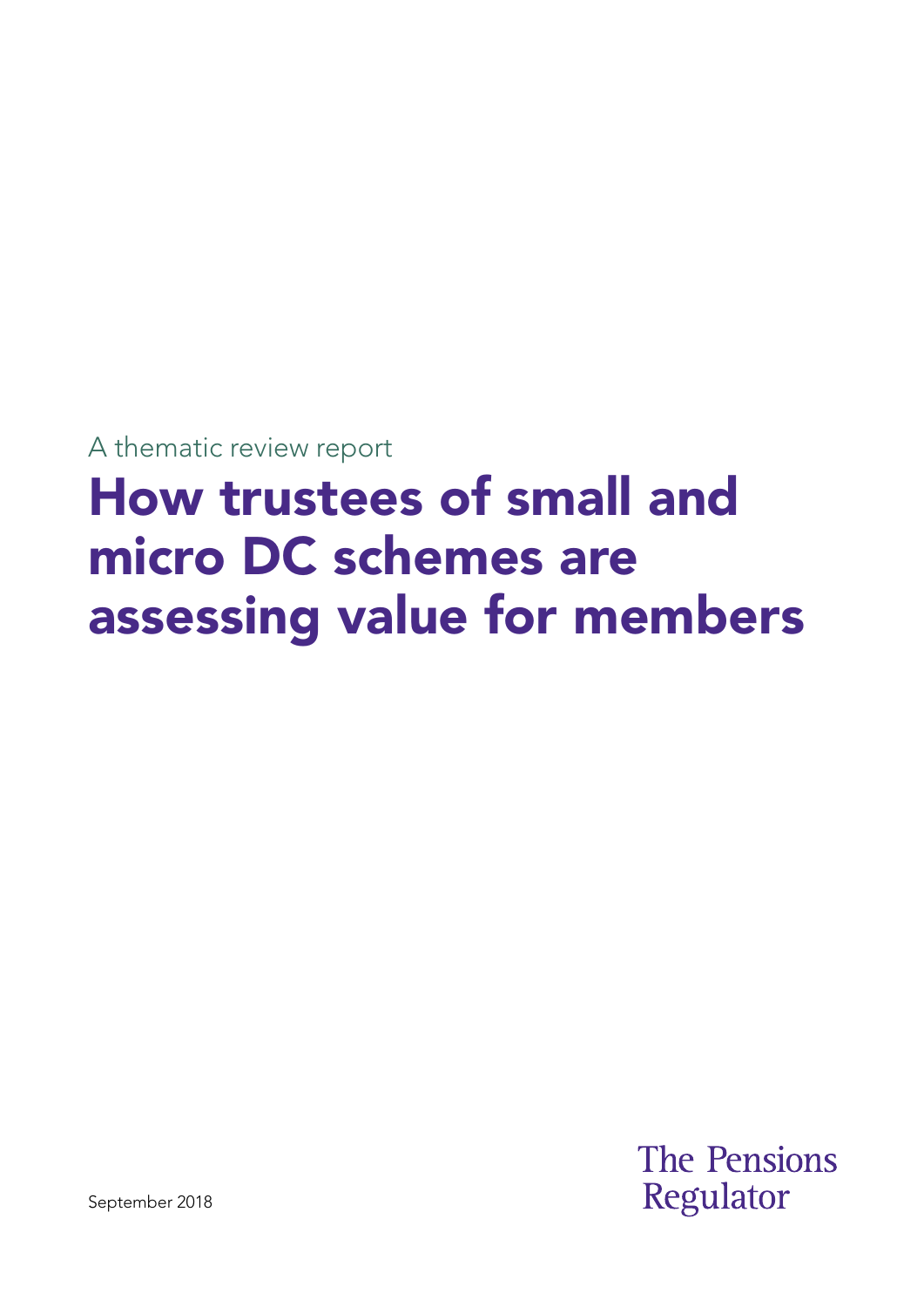A thematic review report

# How trustees of small and micro DC schemes are assessing value for members

September 2018

The Pensions Regulator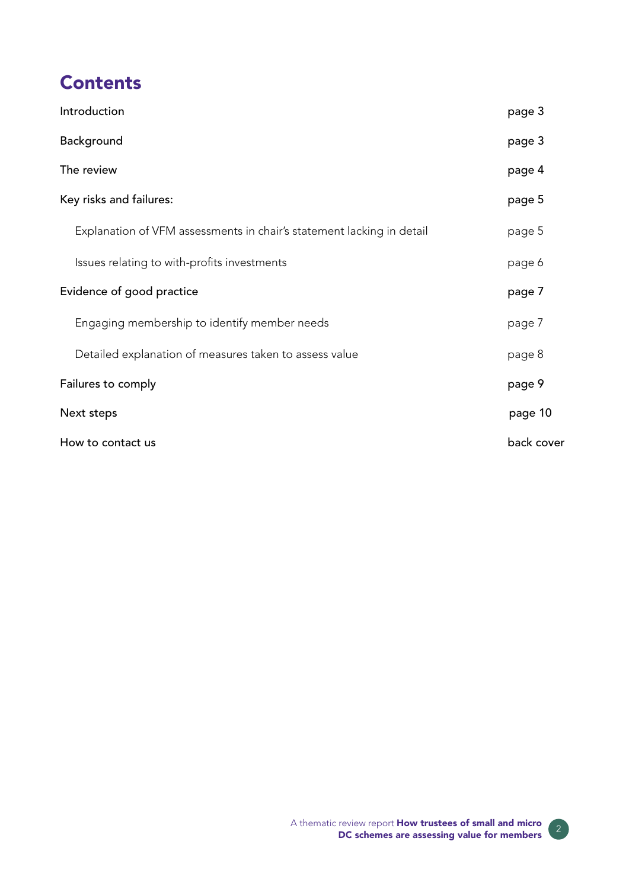# Contents

| | |
|---|---|
| Introduction | page 3 |
| Background | page 3 |
| The review | page 4 |
| Key risks and failures: | page 5 |
| &nbsp;&nbsp;&nbsp;&nbsp;Explanation of VFM assessments in chair's statement lacking in detail | page 5 |
| &nbsp;&nbsp;&nbsp;&nbsp;Issues relating to with-profits investments | page 6 |
| Evidence of good practice | page 7 |
| &nbsp;&nbsp;&nbsp;&nbsp;Engaging membership to identify member needs | page 7 |
| &nbsp;&nbsp;&nbsp;&nbsp;Detailed explanation of measures taken to assess value | page 8 |
| Failures to comply | page 9 |
| Next steps | page 10 |
| How to contact us | back cover |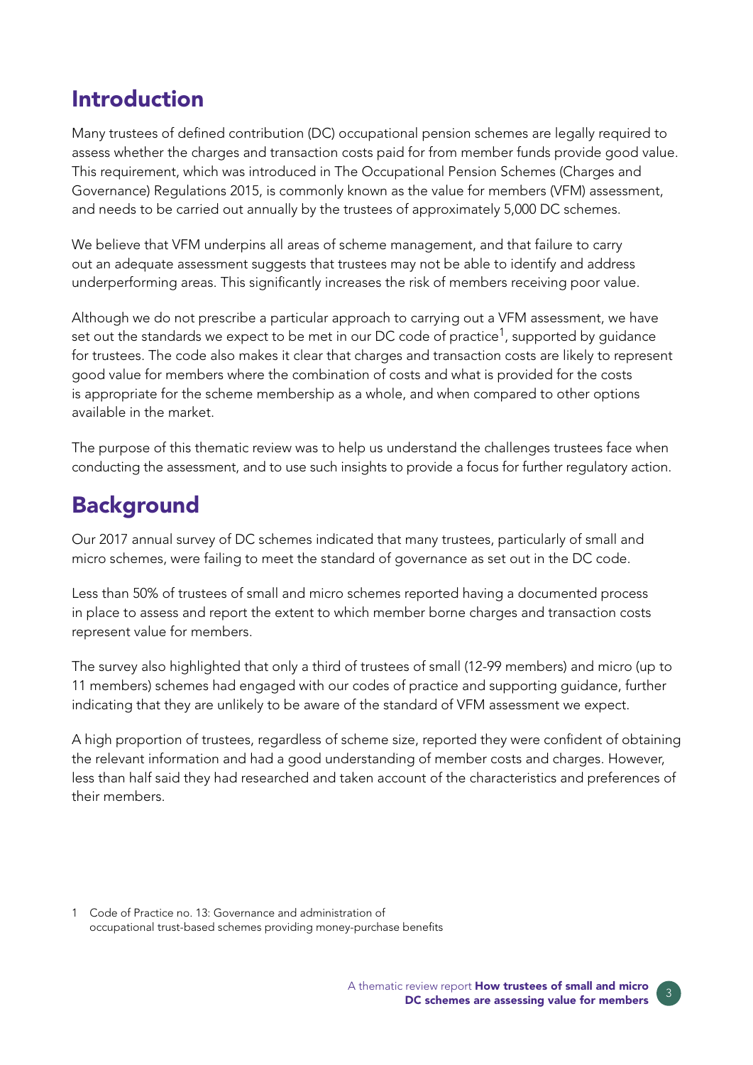## Introduction

Many trustees of defined contribution (DC) occupational pension schemes are legally required to assess whether the charges and transaction costs paid for from member funds provide good value. This requirement, which was introduced in The Occupational Pension Schemes (Charges and Governance) Regulations 2015, is commonly known as the value for members (VFM) assessment, and needs to be carried out annually by the trustees of approximately 5,000 DC schemes.

We believe that VFM underpins all areas of scheme management, and that failure to carry out an adequate assessment suggests that trustees may not be able to identify and address underperforming areas. This significantly increases the risk of members receiving poor value.

Although we do not prescribe a particular approach to carrying out a VFM assessment, we have set out the standards we expect to be met in our DC code of practice[1], supported by guidance for trustees. The code also makes it clear that charges and transaction costs are likely to represent good value for members where the combination of costs and what is provided for the costs is appropriate for the scheme membership as a whole, and when compared to other options available in the market.

The purpose of this thematic review was to help us understand the challenges trustees face when conducting the assessment, and to use such insights to provide a focus for further regulatory action.

## Background

Our 2017 annual survey of DC schemes indicated that many trustees, particularly of small and micro schemes, were failing to meet the standard of governance as set out in the DC code.

Less than 50% of trustees of small and micro schemes reported having a documented process in place to assess and report the extent to which member borne charges and transaction costs represent value for members.

The survey also highlighted that only a third of trustees of small (12-99 members) and micro (up to 11 members) schemes had engaged with our codes of practice and supporting guidance, further indicating that they are unlikely to be aware of the standard of VFM assessment we expect.

A high proportion of trustees, regardless of scheme size, reported they were confident of obtaining the relevant information and had a good understanding of member costs and charges. However, less than half said they had researched and taken account of the characteristics and preferences of their members.

1 Code of Practice no. 13: Governance and administration of occupational trust-based schemes providing money-purchase benefits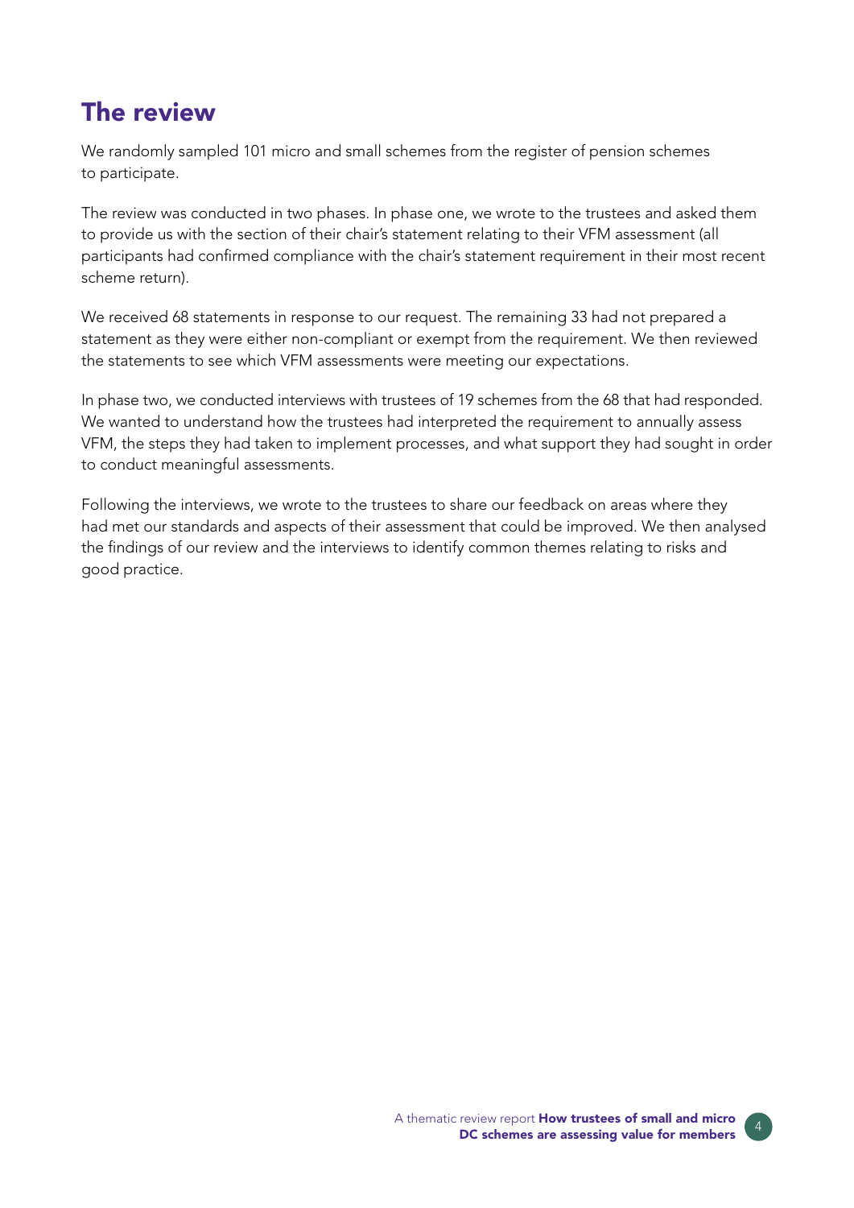## The review

We randomly sampled 101 micro and small schemes from the register of pension schemes to participate.

The review was conducted in two phases. In phase one, we wrote to the trustees and asked them to provide us with the section of their chair's statement relating to their VFM assessment (all participants had confirmed compliance with the chair's statement requirement in their most recent scheme return).

We received 68 statements in response to our request. The remaining 33 had not prepared a statement as they were either non-compliant or exempt from the requirement. We then reviewed the statements to see which VFM assessments were meeting our expectations.

In phase two, we conducted interviews with trustees of 19 schemes from the 68 that had responded. We wanted to understand how the trustees had interpreted the requirement to annually assess VFM, the steps they had taken to implement processes, and what support they had sought in order to conduct meaningful assessments.

Following the interviews, we wrote to the trustees to share our feedback on areas where they had met our standards and aspects of their assessment that could be improved. We then analysed the findings of our review and the interviews to identify common themes relating to risks and good practice.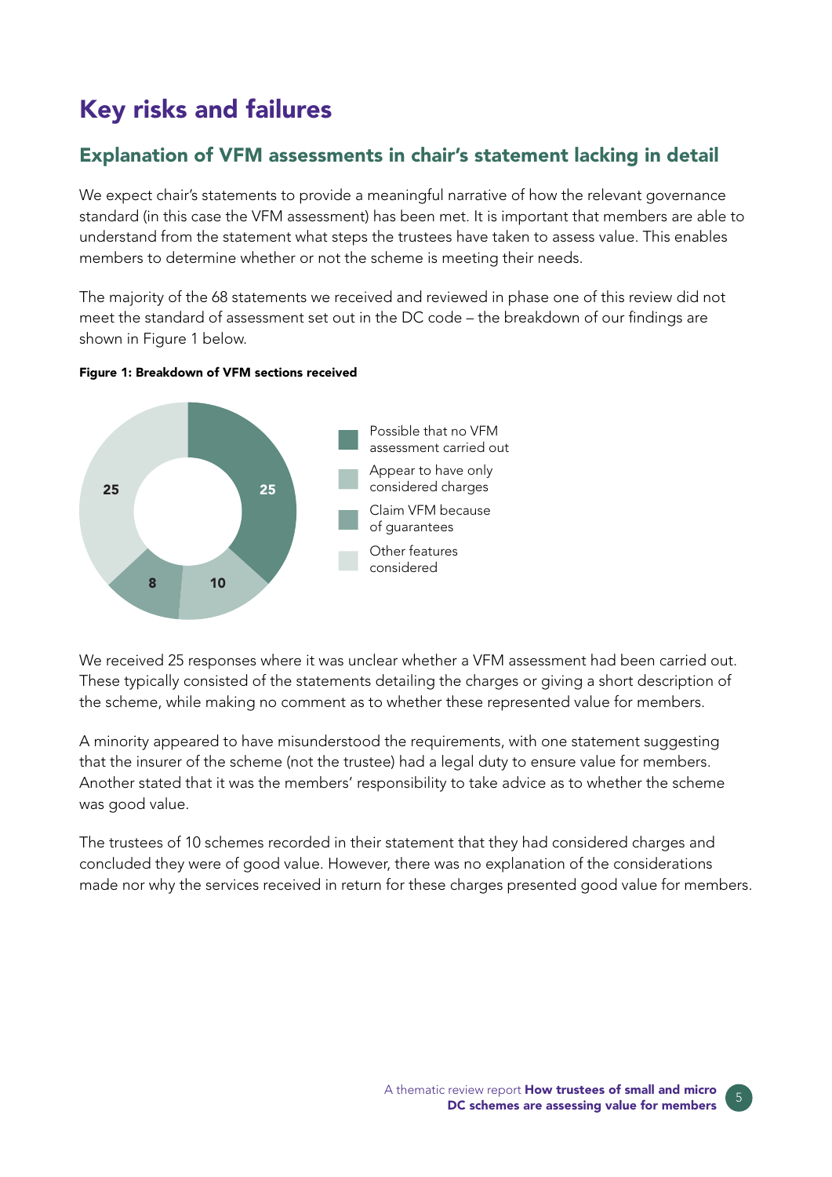# Key risks and failures

## Explanation of VFM assessments in chair's statement lacking in detail

We expect chair's statements to provide a meaningful narrative of how the relevant governance standard (in this case the VFM assessment) has been met. It is important that members are able to understand from the statement what steps the trustees have taken to assess value. This enables members to determine whether or not the scheme is meeting their needs.

The majority of the 68 statements we received and reviewed in phase one of this review did not meet the standard of assessment set out in the DC code – the breakdown of our findings are shown in Figure 1 below.

**Figure 1: Breakdown of VFM sections received**

| Category | Number |
| --- | --- |
| Possible that no VFM assessment carried out | 25 |
| Appear to have only considered charges | 10 |
| Claim VFM because of guarantees | 8 |
| Other features considered | 25 |

We received 25 responses where it was unclear whether a VFM assessment had been carried out. These typically consisted of the statements detailing the charges or giving a short description of the scheme, while making no comment as to whether these represented value for members.

A minority appeared to have misunderstood the requirements, with one statement suggesting that the insurer of the scheme (not the trustee) had a legal duty to ensure value for members. Another stated that it was the members' responsibility to take advice as to whether the scheme was good value.

The trustees of 10 schemes recorded in their statement that they had considered charges and concluded they were of good value. However, there was no explanation of the considerations made nor why the services received in return for these charges presented good value for members.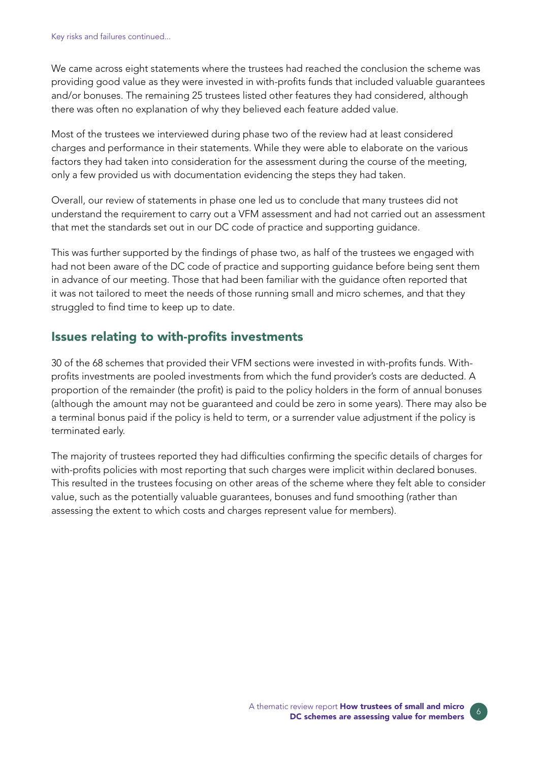We came across eight statements where the trustees had reached the conclusion the scheme was providing good value as they were invested in with-profits funds that included valuable guarantees and/or bonuses. The remaining 25 trustees listed other features they had considered, although there was often no explanation of why they believed each feature added value.

Most of the trustees we interviewed during phase two of the review had at least considered charges and performance in their statements. While they were able to elaborate on the various factors they had taken into consideration for the assessment during the course of the meeting, only a few provided us with documentation evidencing the steps they had taken.

Overall, our review of statements in phase one led us to conclude that many trustees did not understand the requirement to carry out a VFM assessment and had not carried out an assessment that met the standards set out in our DC code of practice and supporting guidance.

This was further supported by the findings of phase two, as half of the trustees we engaged with had not been aware of the DC code of practice and supporting guidance before being sent them in advance of our meeting. Those that had been familiar with the guidance often reported that it was not tailored to meet the needs of those running small and micro schemes, and that they struggled to find time to keep up to date.

## Issues relating to with-profits investments

30 of the 68 schemes that provided their VFM sections were invested in with-profits funds. With-profits investments are pooled investments from which the fund provider's costs are deducted. A proportion of the remainder (the profit) is paid to the policy holders in the form of annual bonuses (although the amount may not be guaranteed and could be zero in some years). There may also be a terminal bonus paid if the policy is held to term, or a surrender value adjustment if the policy is terminated early.

The majority of trustees reported they had difficulties confirming the specific details of charges for with-profits policies with most reporting that such charges were implicit within declared bonuses. This resulted in the trustees focusing on other areas of the scheme where they felt able to consider value, such as the potentially valuable guarantees, bonuses and fund smoothing (rather than assessing the extent to which costs and charges represent value for members).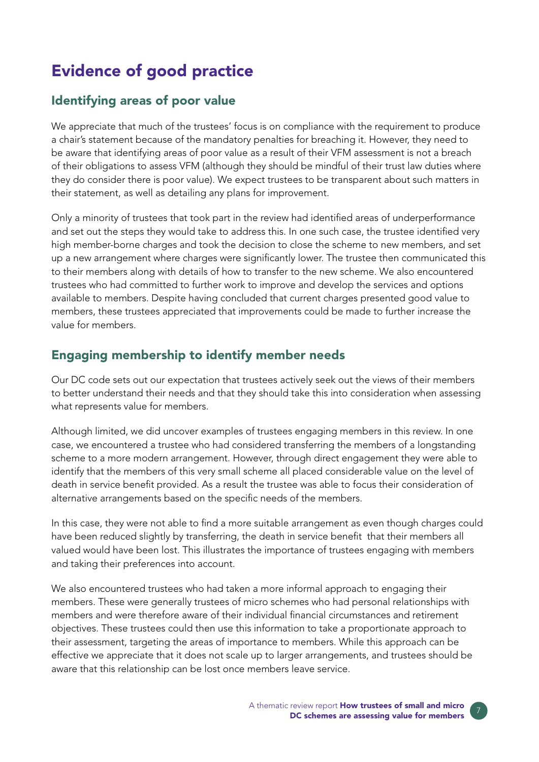# Evidence of good practice

## Identifying areas of poor value

We appreciate that much of the trustees' focus is on compliance with the requirement to produce a chair's statement because of the mandatory penalties for breaching it. However, they need to be aware that identifying areas of poor value as a result of their VFM assessment is not a breach of their obligations to assess VFM (although they should be mindful of their trust law duties where they do consider there is poor value). We expect trustees to be transparent about such matters in their statement, as well as detailing any plans for improvement.

Only a minority of trustees that took part in the review had identified areas of underperformance and set out the steps they would take to address this. In one such case, the trustee identified very high member-borne charges and took the decision to close the scheme to new members, and set up a new arrangement where charges were significantly lower. The trustee then communicated this to their members along with details of how to transfer to the new scheme. We also encountered trustees who had committed to further work to improve and develop the services and options available to members. Despite having concluded that current charges presented good value to members, these trustees appreciated that improvements could be made to further increase the value for members.

## Engaging membership to identify member needs

Our DC code sets out our expectation that trustees actively seek out the views of their members to better understand their needs and that they should take this into consideration when assessing what represents value for members.

Although limited, we did uncover examples of trustees engaging members in this review. In one case, we encountered a trustee who had considered transferring the members of a longstanding scheme to a more modern arrangement. However, through direct engagement they were able to identify that the members of this very small scheme all placed considerable value on the level of death in service benefit provided. As a result the trustee was able to focus their consideration of alternative arrangements based on the specific needs of the members.

In this case, they were not able to find a more suitable arrangement as even though charges could have been reduced slightly by transferring, the death in service benefit that their members all valued would have been lost. This illustrates the importance of trustees engaging with members and taking their preferences into account.

We also encountered trustees who had taken a more informal approach to engaging their members. These were generally trustees of micro schemes who had personal relationships with members and were therefore aware of their individual financial circumstances and retirement objectives. These trustees could then use this information to take a proportionate approach to their assessment, targeting the areas of importance to members. While this approach can be effective we appreciate that it does not scale up to larger arrangements, and trustees should be aware that this relationship can be lost once members leave service.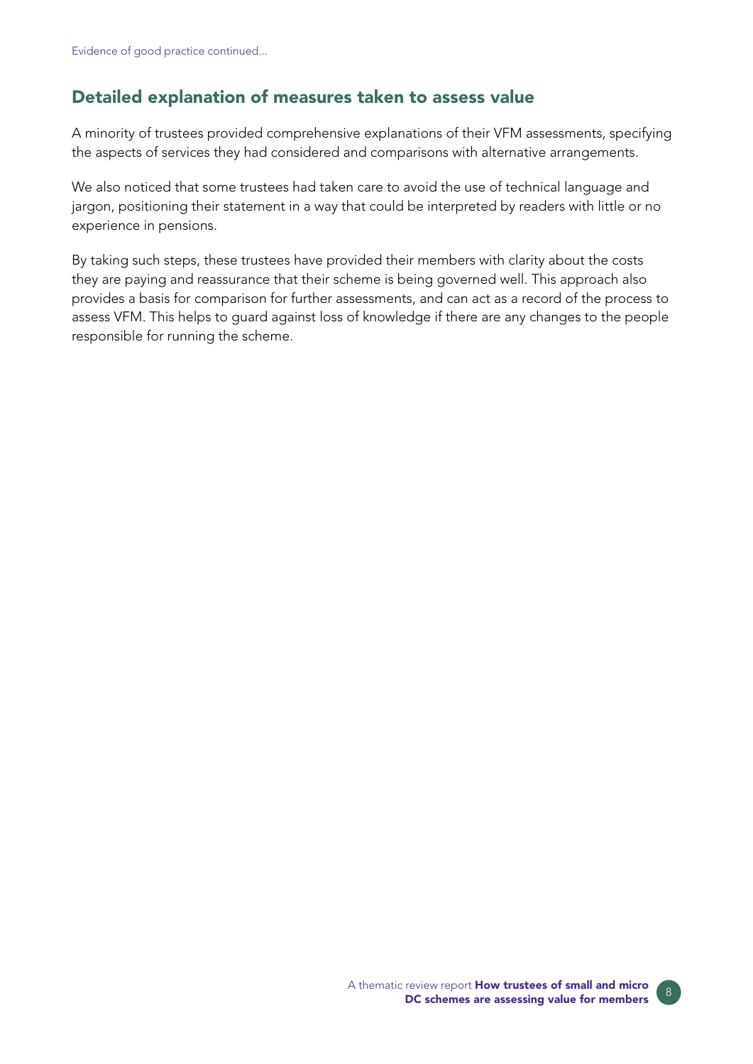Evidence of good practice continued...

## Detailed explanation of measures taken to assess value

A minority of trustees provided comprehensive explanations of their VFM assessments, specifying the aspects of services they had considered and comparisons with alternative arrangements.

We also noticed that some trustees had taken care to avoid the use of technical language and jargon, positioning their statement in a way that could be interpreted by readers with little or no experience in pensions.

By taking such steps, these trustees have provided their members with clarity about the costs they are paying and reassurance that their scheme is being governed well. This approach also provides a basis for comparison for further assessments, and can act as a record of the process to assess VFM. This helps to guard against loss of knowledge if there are any changes to the people responsible for running the scheme.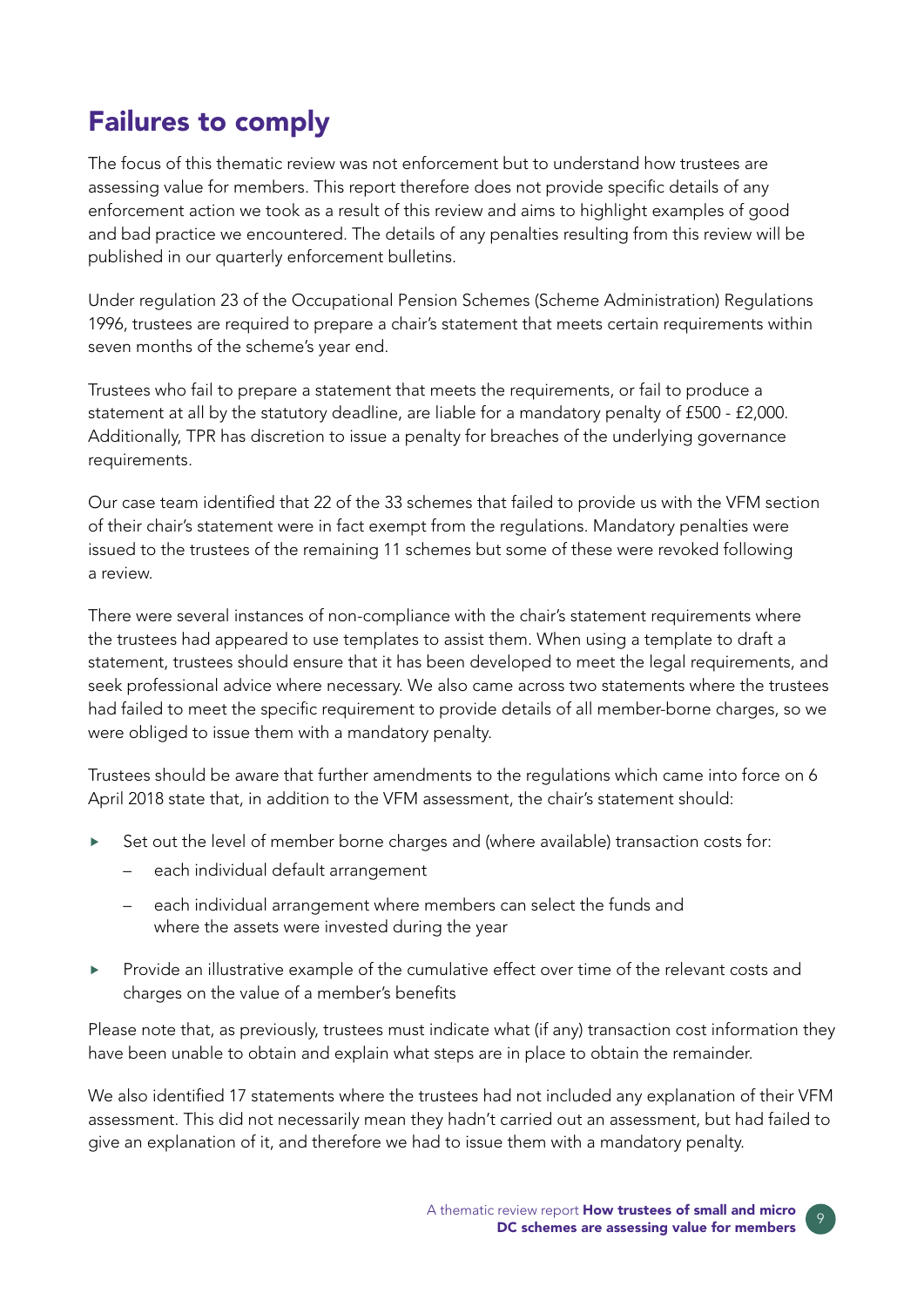## Failures to comply

The focus of this thematic review was not enforcement but to understand how trustees are assessing value for members. This report therefore does not provide specific details of any enforcement action we took as a result of this review and aims to highlight examples of good and bad practice we encountered. The details of any penalties resulting from this review will be published in our quarterly enforcement bulletins.

Under regulation 23 of the Occupational Pension Schemes (Scheme Administration) Regulations 1996, trustees are required to prepare a chair's statement that meets certain requirements within seven months of the scheme's year end.

Trustees who fail to prepare a statement that meets the requirements, or fail to produce a statement at all by the statutory deadline, are liable for a mandatory penalty of £500 - £2,000. Additionally, TPR has discretion to issue a penalty for breaches of the underlying governance requirements.

Our case team identified that 22 of the 33 schemes that failed to provide us with the VFM section of their chair's statement were in fact exempt from the regulations. Mandatory penalties were issued to the trustees of the remaining 11 schemes but some of these were revoked following a review.

There were several instances of non-compliance with the chair's statement requirements where the trustees had appeared to use templates to assist them. When using a template to draft a statement, trustees should ensure that it has been developed to meet the legal requirements, and seek professional advice where necessary. We also came across two statements where the trustees had failed to meet the specific requirement to provide details of all member-borne charges, so we were obliged to issue them with a mandatory penalty.

Trustees should be aware that further amendments to the regulations which came into force on 6 April 2018 state that, in addition to the VFM assessment, the chair's statement should:

- Set out the level of member borne charges and (where available) transaction costs for:
  - each individual default arrangement
  - each individual arrangement where members can select the funds and where the assets were invested during the year
- Provide an illustrative example of the cumulative effect over time of the relevant costs and charges on the value of a member's benefits

Please note that, as previously, trustees must indicate what (if any) transaction cost information they have been unable to obtain and explain what steps are in place to obtain the remainder.

We also identified 17 statements where the trustees had not included any explanation of their VFM assessment. This did not necessarily mean they hadn't carried out an assessment, but had failed to give an explanation of it, and therefore we had to issue them with a mandatory penalty.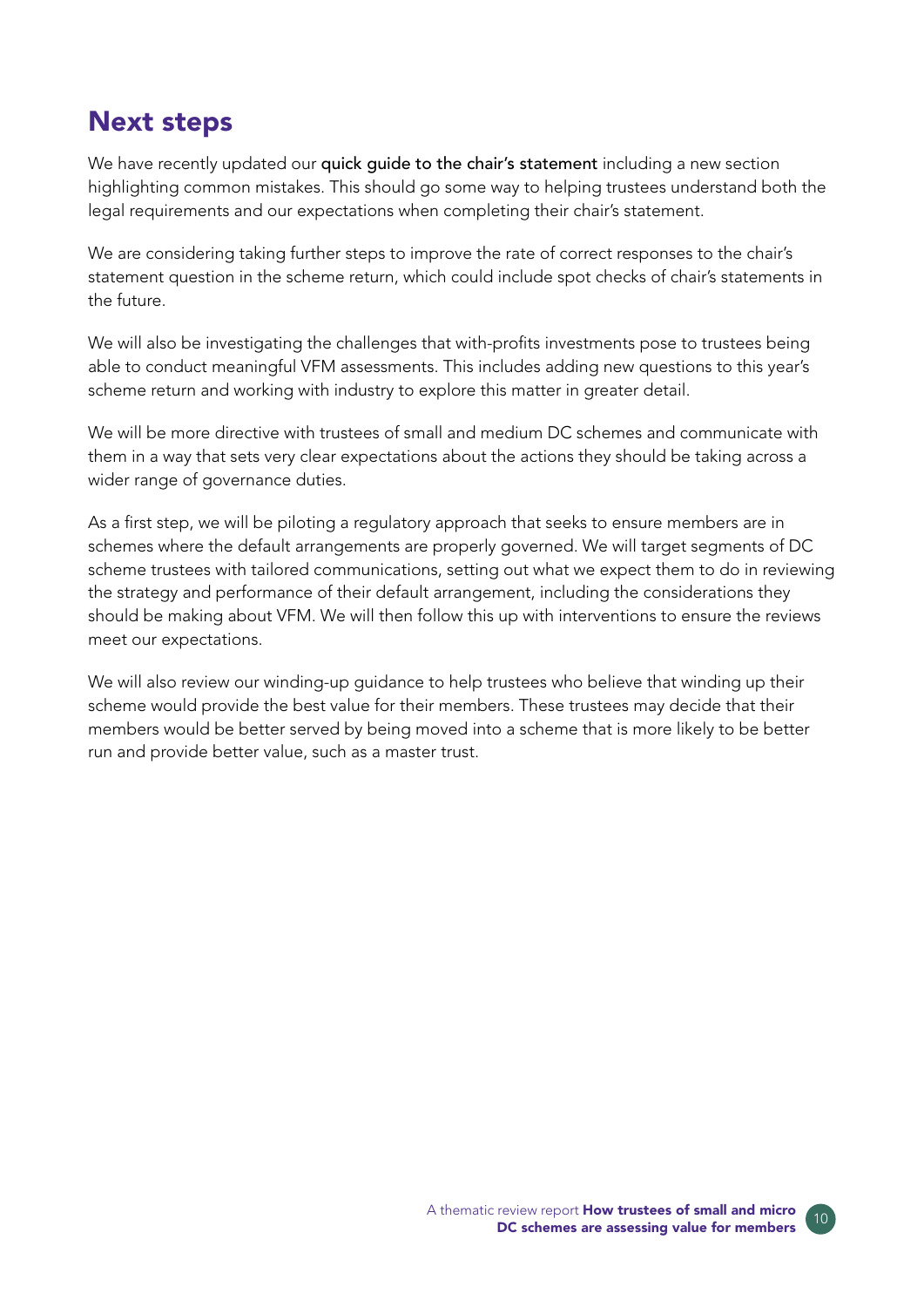## Next steps

We have recently updated our quick guide to the chair's statement including a new section highlighting common mistakes. This should go some way to helping trustees understand both the legal requirements and our expectations when completing their chair's statement.

We are considering taking further steps to improve the rate of correct responses to the chair's statement question in the scheme return, which could include spot checks of chair's statements in the future.

We will also be investigating the challenges that with-profits investments pose to trustees being able to conduct meaningful VFM assessments. This includes adding new questions to this year's scheme return and working with industry to explore this matter in greater detail.

We will be more directive with trustees of small and medium DC schemes and communicate with them in a way that sets very clear expectations about the actions they should be taking across a wider range of governance duties.

As a first step, we will be piloting a regulatory approach that seeks to ensure members are in schemes where the default arrangements are properly governed. We will target segments of DC scheme trustees with tailored communications, setting out what we expect them to do in reviewing the strategy and performance of their default arrangement, including the considerations they should be making about VFM. We will then follow this up with interventions to ensure the reviews meet our expectations.

We will also review our winding-up guidance to help trustees who believe that winding up their scheme would provide the best value for their members. These trustees may decide that their members would be better served by being moved into a scheme that is more likely to be better run and provide better value, such as a master trust.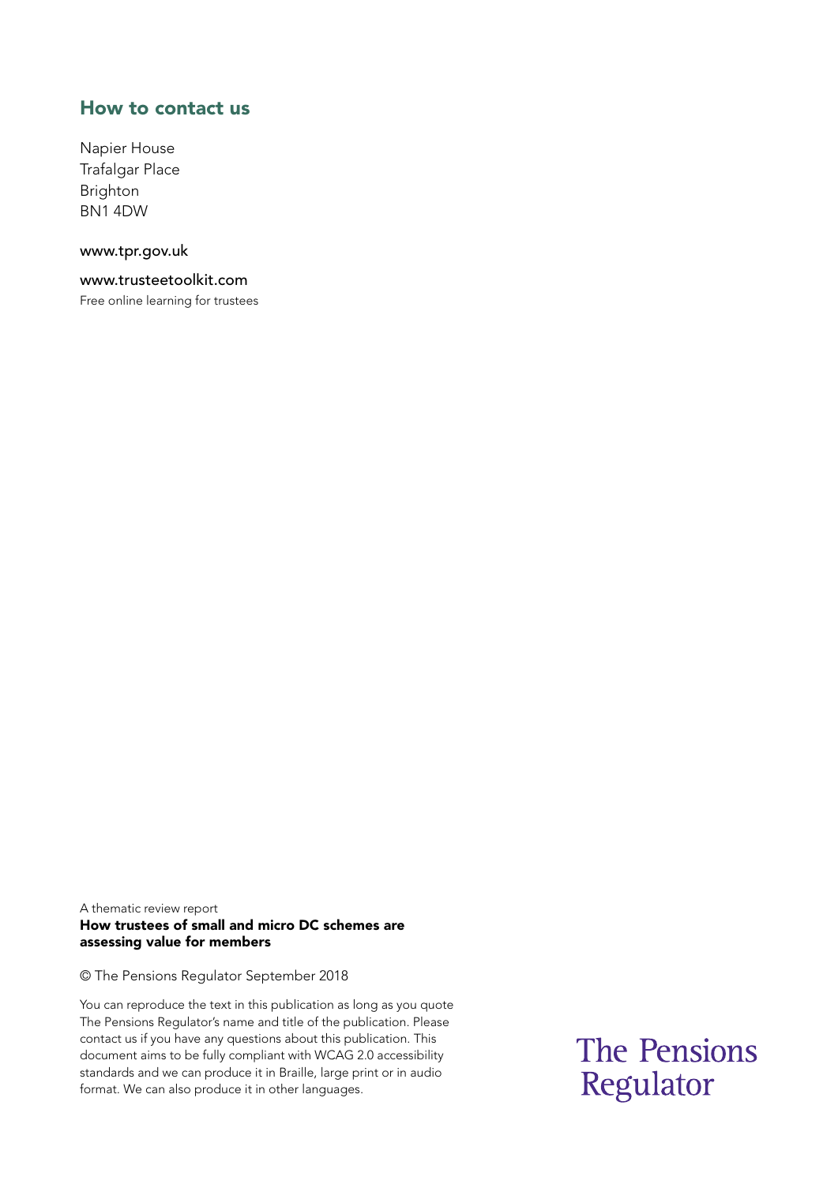## How to contact us

Napier House
Trafalgar Place
Brighton
BN1 4DW

www.tpr.gov.uk

www.trusteetoolkit.com
Free online learning for trustees

A thematic review report
**How trustees of small and micro DC schemes are assessing value for members**

© The Pensions Regulator September 2018

You can reproduce the text in this publication as long as you quote The Pensions Regulator's name and title of the publication. Please contact us if you have any questions about this publication. This document aims to be fully compliant with WCAG 2.0 accessibility standards and we can produce it in Braille, large print or in audio format. We can also produce it in other languages.

The Pensions Regulator